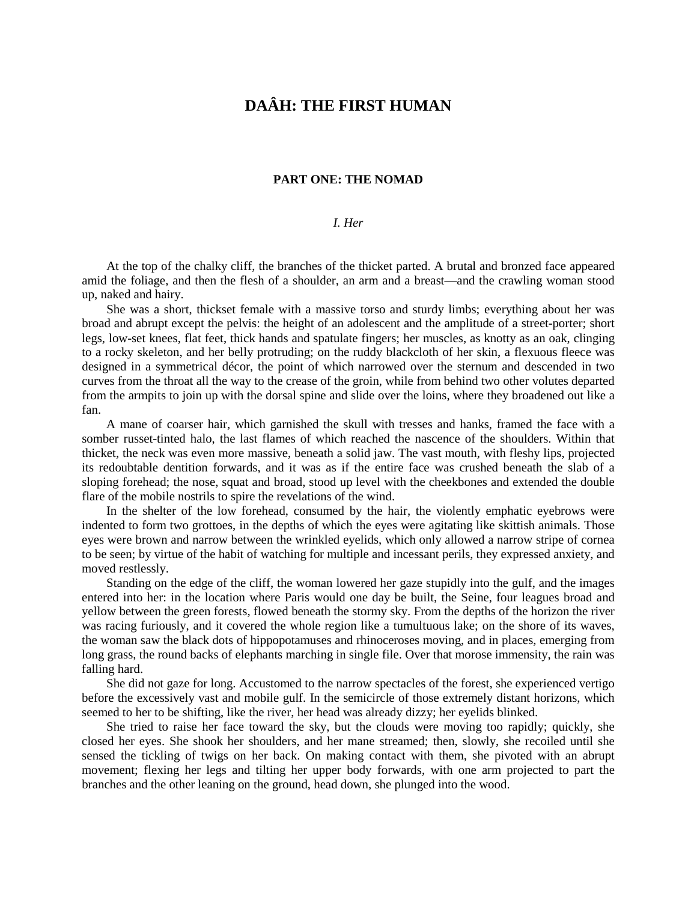# DAÂH: THE FIRST HUMAN

## PART ONE: THE NOMAD

### *I. Her*

At the top of the chalky cliff, the branches of the thicket parted. A brutal and bronzed face appeared amid the foliage, and then the flesh of a shoulder, an arm and a breast—and the crawling woman stood up, naked and hairy.

She was a short, thickset female with a massive torso and sturdy limbs; everything about her was broad and abrupt except the pelvis: the height of an adolescent and the amplitude of a street-porter; short legs, low-set knees, flat feet, thick hands and spatulate fingers; her muscles, as knotty as an oak, clinging to a rocky skeleton, and her belly protruding; on the ruddy blackcloth of her skin, a flexuous fleece was designed in a symmetrical décor, the point of which narrowed over the sternum and descended in two curves from the throat all the way to the crease of the groin, while from behind two other volutes departed from the armpits to join up with the dorsal spine and slide over the loins, where they broadened out like a fan.

A mane of coarser hair, which garnished the skull with tresses and hanks, framed the face with a somber russet-tinted halo, the last flames of which reached the nascence of the shoulders. Within that thicket, the neck was even more massive, beneath a solid jaw. The vast mouth, with fleshy lips, projected its redoubtable dentition forwards, and it was as if the entire face was crushed beneath the slab of a sloping forehead; the nose, squat and broad, stood up level with the cheekbones and extended the double flare of the mobile nostrils to spire the revelations of the wind.

In the shelter of the low forehead, consumed by the hair, the violently emphatic eyebrows were indented to form two grottoes, in the depths of which the eyes were agitating like skittish animals. Those eyes were brown and narrow between the wrinkled eyelids, which only allowed a narrow stripe of cornea to be seen; by virtue of the habit of watching for multiple and incessant perils, they expressed anxiety, and moved restlessly.

Standing on the edge of the cliff, the woman lowered her gaze stupidly into the gulf, and the images entered into her: in the location where Paris would one day be built, the Seine, four leagues broad and yellow between the green forests, flowed beneath the stormy sky. From the depths of the horizon the river was racing furiously, and it covered the whole region like a tumultuous lake; on the shore of its waves, the woman saw the black dots of hippopotamuses and rhinoceroses moving, and in places, emerging from long grass, the round backs of elephants marching in single file. Over that morose immensity, the rain was falling hard.

She did not gaze for long. Accustomed to the narrow spectacles of the forest, she experienced vertigo before the excessively vast and mobile gulf. In the semicircle of those extremely distant horizons, which seemed to her to be shifting, like the river, her head was already dizzy; her eyelids blinked.

She tried to raise her face toward the sky, but the clouds were moving too rapidly; quickly, she closed her eyes. She shook her shoulders, and her mane streamed; then, slowly, she recoiled until she sensed the tickling of twigs on her back. On making contact with them, she pivoted with an abrupt movement; flexing her legs and tilting her upper body forwards, with one arm projected to part the branches and the other leaning on the ground, head down, she plunged into the wood.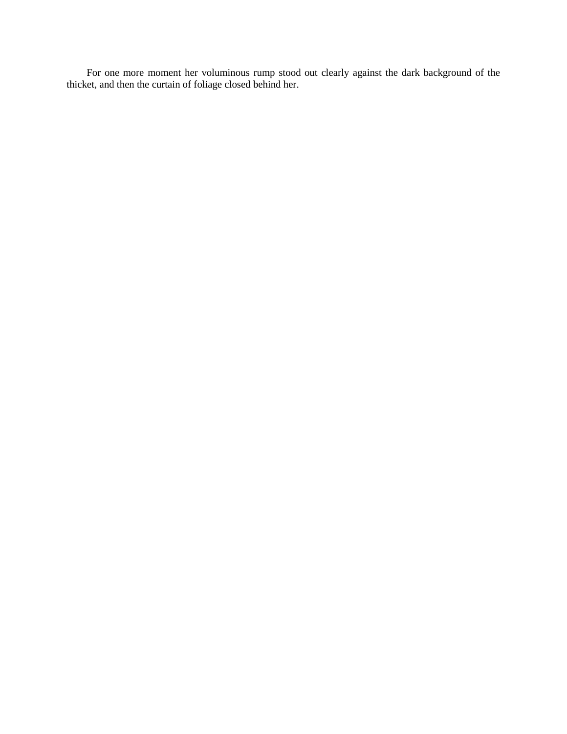For one more moment her voluminous rump stood out clearly against the dark background of the thicket, and then the curtain of foliage closed behind her.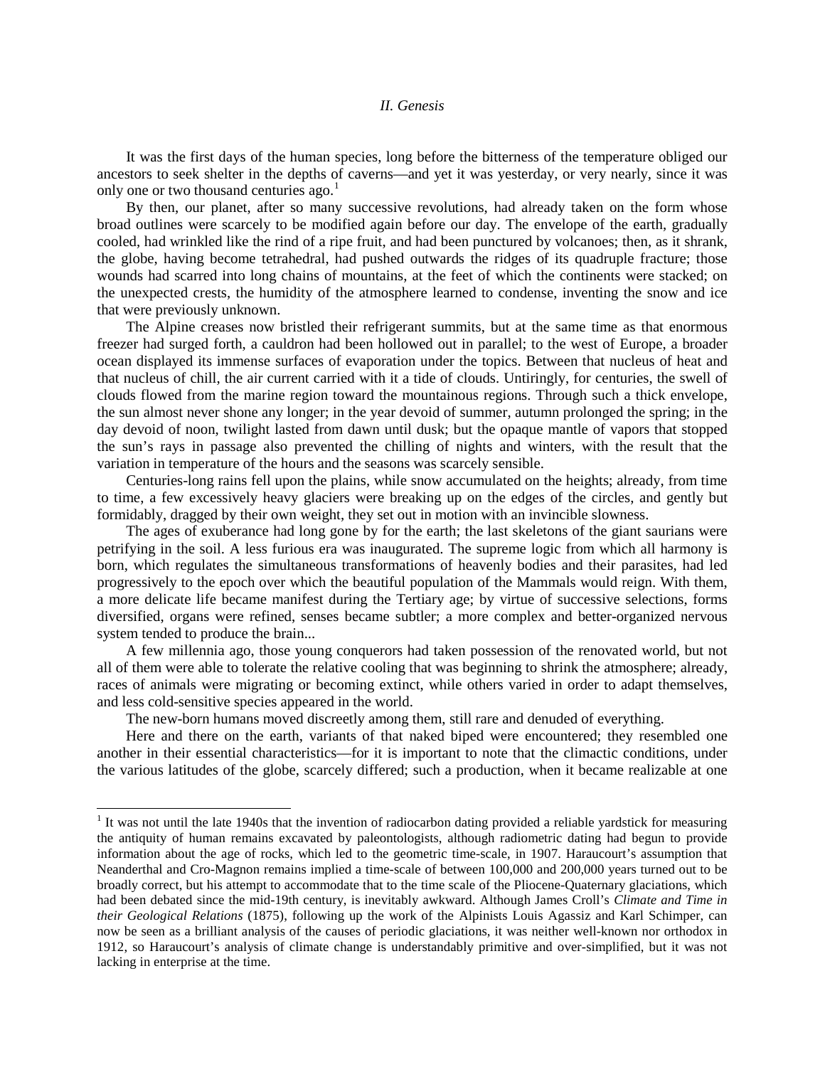*II. Genesis*

It was the first days of the human species, long before the bitterness of the temperature obliged our ancestors to seek shelter in the depths of caverns—and yet it was yesterday, or very nearly, since it was only one or two thousand centuries ago.[1]

By then, our planet, after so many successive revolutions, had already taken on the form whose broad outlines were scarcely to be modified again before our day. The envelope of the earth, gradually cooled, had wrinkled like the rind of a ripe fruit, and had been punctured by volcanoes; then, as it shrank, the globe, having become tetrahedral, had pushed outwards the ridges of its quadruple fracture; those wounds had scarred into long chains of mountains, at the feet of which the continents were stacked; on the unexpected crests, the humidity of the atmosphere learned to condense, inventing the snow and ice that were previously unknown.

The Alpine creases now bristled their refrigerant summits, but at the same time as that enormous freezer had surged forth, a cauldron had been hollowed out in parallel; to the west of Europe, a broader ocean displayed its immense surfaces of evaporation under the topics. Between that nucleus of heat and that nucleus of chill, the air current carried with it a tide of clouds. Untiringly, for centuries, the swell of clouds flowed from the marine region toward the mountainous regions. Through such a thick envelope, the sun almost never shone any longer; in the year devoid of summer, autumn prolonged the spring; in the day devoid of noon, twilight lasted from dawn until dusk; but the opaque mantle of vapors that stopped the sun's rays in passage also prevented the chilling of nights and winters, with the result that the variation in temperature of the hours and the seasons was scarcely sensible.

Centuries-long rains fell upon the plains, while snow accumulated on the heights; already, from time to time, a few excessively heavy glaciers were breaking up on the edges of the circles, and gently but formidably, dragged by their own weight, they set out in motion with an invincible slowness.

The ages of exuberance had long gone by for the earth; the last skeletons of the giant saurians were petrifying in the soil. A less furious era was inaugurated. The supreme logic from which all harmony is born, which regulates the simultaneous transformations of heavenly bodies and their parasites, had led progressively to the epoch over which the beautiful population of the Mammals would reign. With them, a more delicate life became manifest during the Tertiary age; by virtue of successive selections, forms diversified, organs were refined, senses became subtler; a more complex and better-organized nervous system tended to produce the brain...

A few millennia ago, those young conquerors had taken possession of the renovated world, but not all of them were able to tolerate the relative cooling that was beginning to shrink the atmosphere; already, races of animals were migrating or becoming extinct, while others varied in order to adapt themselves, and less cold-sensitive species appeared in the world.

The new-born humans moved discreetly among them, still rare and denuded of everything.

Here and there on the earth, variants of that naked biped were encountered; they resembled one another in their essential characteristics—for it is important to note that the climactic conditions, under the various latitudes of the globe, scarcely differed; such a production, when it became realizable at one

---

[1] It was not until the late 1940s that the invention of radiocarbon dating provided a reliable yardstick for measuring the antiquity of human remains excavated by paleontologists, although radiometric dating had begun to provide information about the age of rocks, which led to the geometric time-scale, in 1907. Haraucourt's assumption that Neanderthal and Cro-Magnon remains implied a time-scale of between 100,000 and 200,000 years turned out to be broadly correct, but his attempt to accommodate that to the time scale of the Pliocene-Quaternary glaciations, which had been debated since the mid-19th century, is inevitably awkward. Although James Croll's *Climate and Time in their Geological Relations* (1875), following up the work of the Alpinists Louis Agassiz and Karl Schimper, can now be seen as a brilliant analysis of the causes of periodic glaciations, it was neither well-known nor orthodox in 1912, so Haraucourt's analysis of climate change is understandably primitive and over-simplified, but it was not lacking in enterprise at the time.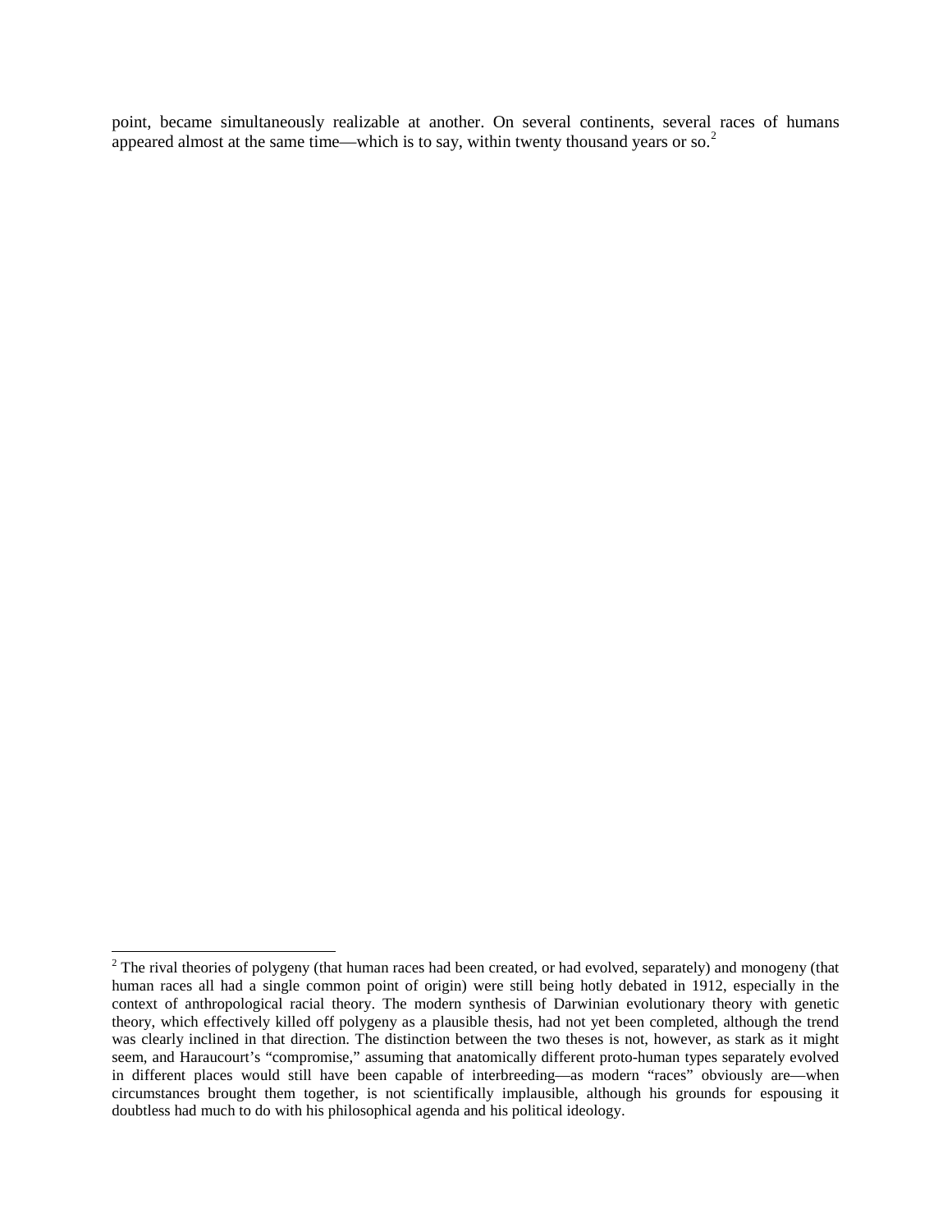point, became simultaneously realizable at another. On several continents, several races of humans appeared almost at the same time—which is to say, within twenty thousand years or so.[2]

---

[2] The rival theories of polygeny (that human races had been created, or had evolved, separately) and monogeny (that human races all had a single common point of origin) were still being hotly debated in 1912, especially in the context of anthropological racial theory. The modern synthesis of Darwinian evolutionary theory with genetic theory, which effectively killed off polygeny as a plausible thesis, had not yet been completed, although the trend was clearly inclined in that direction. The distinction between the two theses is not, however, as stark as it might seem, and Haraucourt's "compromise," assuming that anatomically different proto-human types separately evolved in different places would still have been capable of interbreeding—as modern "races" obviously are—when circumstances brought them together, is not scientifically implausible, although his grounds for espousing it doubtless had much to do with his philosophical agenda and his political ideology.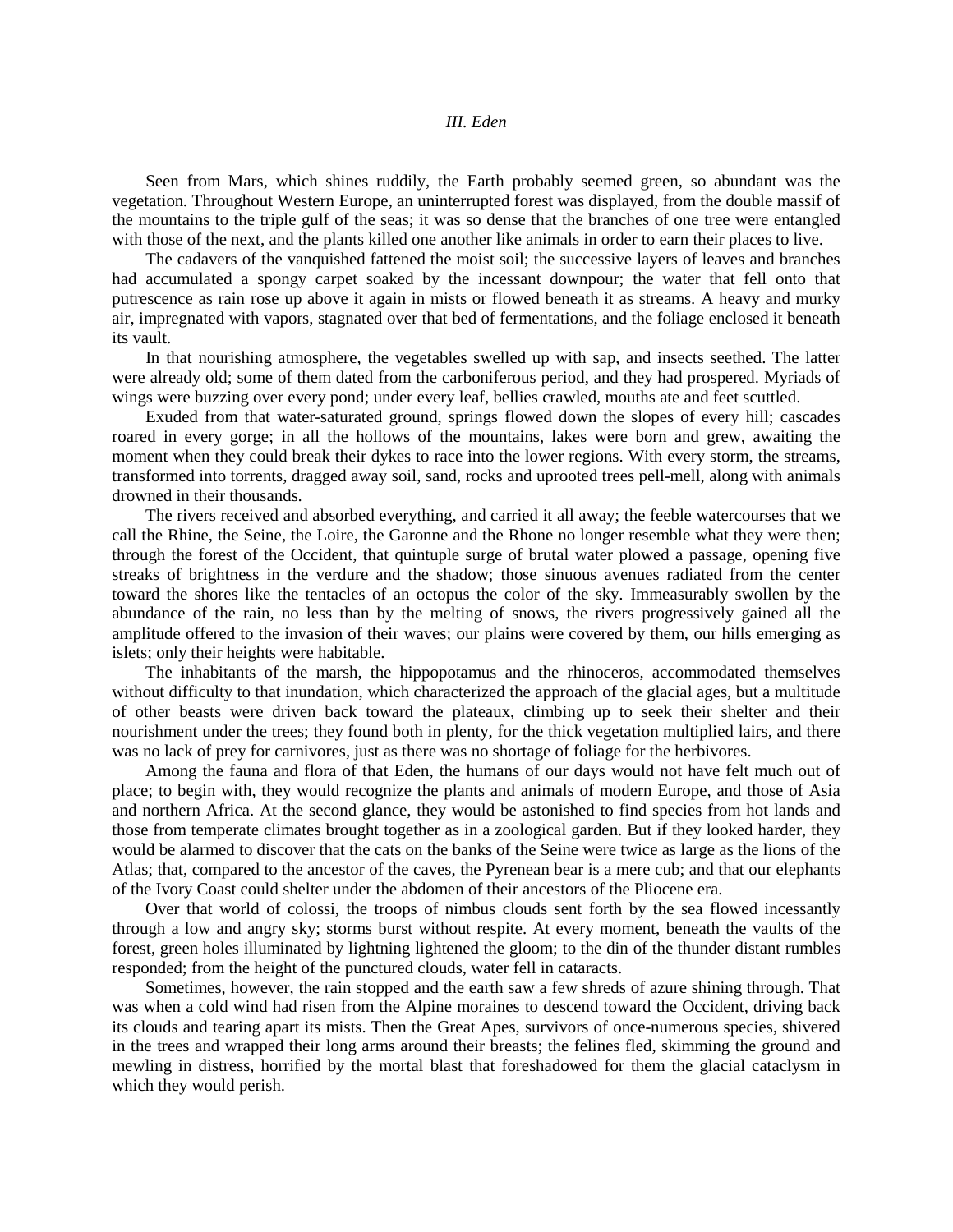## *III. Eden*

Seen from Mars, which shines ruddily, the Earth probably seemed green, so abundant was the vegetation. Throughout Western Europe, an uninterrupted forest was displayed, from the double massif of the mountains to the triple gulf of the seas; it was so dense that the branches of one tree were entangled with those of the next, and the plants killed one another like animals in order to earn their places to live.

The cadavers of the vanquished fattened the moist soil; the successive layers of leaves and branches had accumulated a spongy carpet soaked by the incessant downpour; the water that fell onto that putrescence as rain rose up above it again in mists or flowed beneath it as streams. A heavy and murky air, impregnated with vapors, stagnated over that bed of fermentations, and the foliage enclosed it beneath its vault.

In that nourishing atmosphere, the vegetables swelled up with sap, and insects seethed. The latter were already old; some of them dated from the carboniferous period, and they had prospered. Myriads of wings were buzzing over every pond; under every leaf, bellies crawled, mouths ate and feet scuttled.

Exuded from that water-saturated ground, springs flowed down the slopes of every hill; cascades roared in every gorge; in all the hollows of the mountains, lakes were born and grew, awaiting the moment when they could break their dykes to race into the lower regions. With every storm, the streams, transformed into torrents, dragged away soil, sand, rocks and uprooted trees pell-mell, along with animals drowned in their thousands.

The rivers received and absorbed everything, and carried it all away; the feeble watercourses that we call the Rhine, the Seine, the Loire, the Garonne and the Rhone no longer resemble what they were then; through the forest of the Occident, that quintuple surge of brutal water plowed a passage, opening five streaks of brightness in the verdure and the shadow; those sinuous avenues radiated from the center toward the shores like the tentacles of an octopus the color of the sky. Immeasurably swollen by the abundance of the rain, no less than by the melting of snows, the rivers progressively gained all the amplitude offered to the invasion of their waves; our plains were covered by them, our hills emerging as islets; only their heights were habitable.

The inhabitants of the marsh, the hippopotamus and the rhinoceros, accommodated themselves without difficulty to that inundation, which characterized the approach of the glacial ages, but a multitude of other beasts were driven back toward the plateaux, climbing up to seek their shelter and their nourishment under the trees; they found both in plenty, for the thick vegetation multiplied lairs, and there was no lack of prey for carnivores, just as there was no shortage of foliage for the herbivores.

Among the fauna and flora of that Eden, the humans of our days would not have felt much out of place; to begin with, they would recognize the plants and animals of modern Europe, and those of Asia and northern Africa. At the second glance, they would be astonished to find species from hot lands and those from temperate climates brought together as in a zoological garden. But if they looked harder, they would be alarmed to discover that the cats on the banks of the Seine were twice as large as the lions of the Atlas; that, compared to the ancestor of the caves, the Pyrenean bear is a mere cub; and that our elephants of the Ivory Coast could shelter under the abdomen of their ancestors of the Pliocene era.

Over that world of colossi, the troops of nimbus clouds sent forth by the sea flowed incessantly through a low and angry sky; storms burst without respite. At every moment, beneath the vaults of the forest, green holes illuminated by lightning lightened the gloom; to the din of the thunder distant rumbles responded; from the height of the punctured clouds, water fell in cataracts.

Sometimes, however, the rain stopped and the earth saw a few shreds of azure shining through. That was when a cold wind had risen from the Alpine moraines to descend toward the Occident, driving back its clouds and tearing apart its mists. Then the Great Apes, survivors of once-numerous species, shivered in the trees and wrapped their long arms around their breasts; the felines fled, skimming the ground and mewling in distress, horrified by the mortal blast that foreshadowed for them the glacial cataclysm in which they would perish.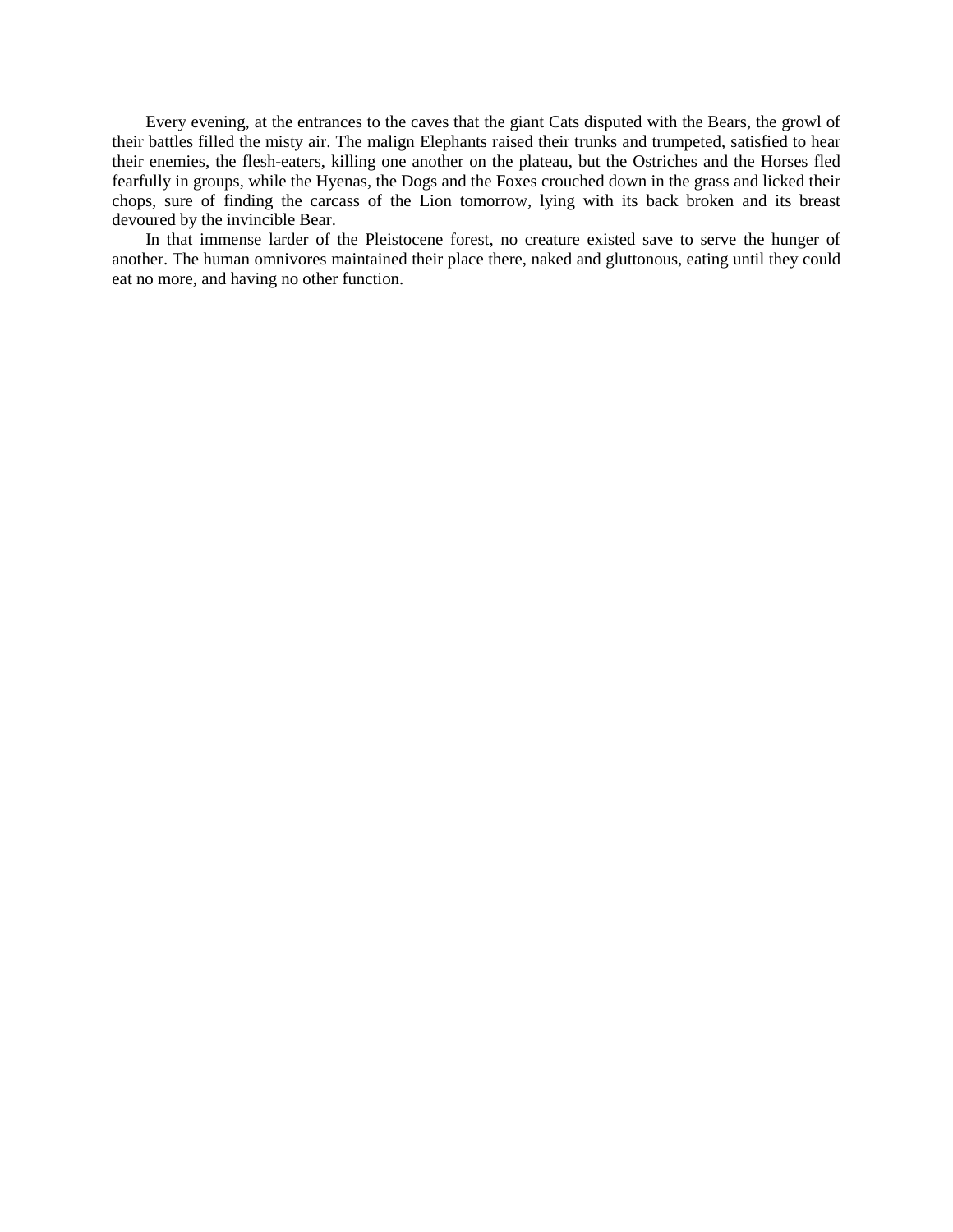Every evening, at the entrances to the caves that the giant Cats disputed with the Bears, the growl of their battles filled the misty air. The malign Elephants raised their trunks and trumpeted, satisfied to hear their enemies, the flesh-eaters, killing one another on the plateau, but the Ostriches and the Horses fled fearfully in groups, while the Hyenas, the Dogs and the Foxes crouched down in the grass and licked their chops, sure of finding the carcass of the Lion tomorrow, lying with its back broken and its breast devoured by the invincible Bear.

In that immense larder of the Pleistocene forest, no creature existed save to serve the hunger of another. The human omnivores maintained their place there, naked and gluttonous, eating until they could eat no more, and having no other function.